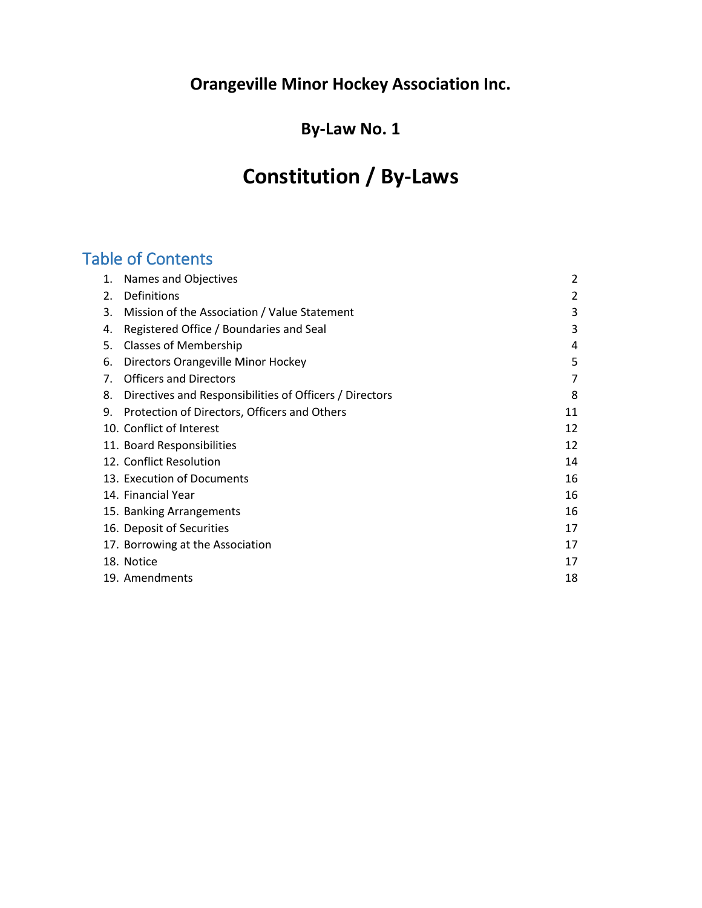# Orangeville Minor Hockey Association Inc.

## By-Law No. 1

# Constitution / By-Laws

## Table of Contents

| | |
|---|---|
| 1. Names and Objectives | 2 |
| 2. Definitions | 2 |
| 3. Mission of the Association / Value Statement | 3 |
| 4. Registered Office / Boundaries and Seal | 3 |
| 5. Classes of Membership | 4 |
| 6. Directors Orangeville Minor Hockey | 5 |
| 7. Officers and Directors | 7 |
| 8. Directives and Responsibilities of Officers / Directors | 8 |
| 9. Protection of Directors, Officers and Others | 11 |
| 10. Conflict of Interest | 12 |
| 11. Board Responsibilities | 12 |
| 12. Conflict Resolution | 14 |
| 13. Execution of Documents | 16 |
| 14. Financial Year | 16 |
| 15. Banking Arrangements | 16 |
| 16. Deposit of Securities | 17 |
| 17. Borrowing at the Association | 17 |
| 18. Notice | 17 |
| 19. Amendments | 18 |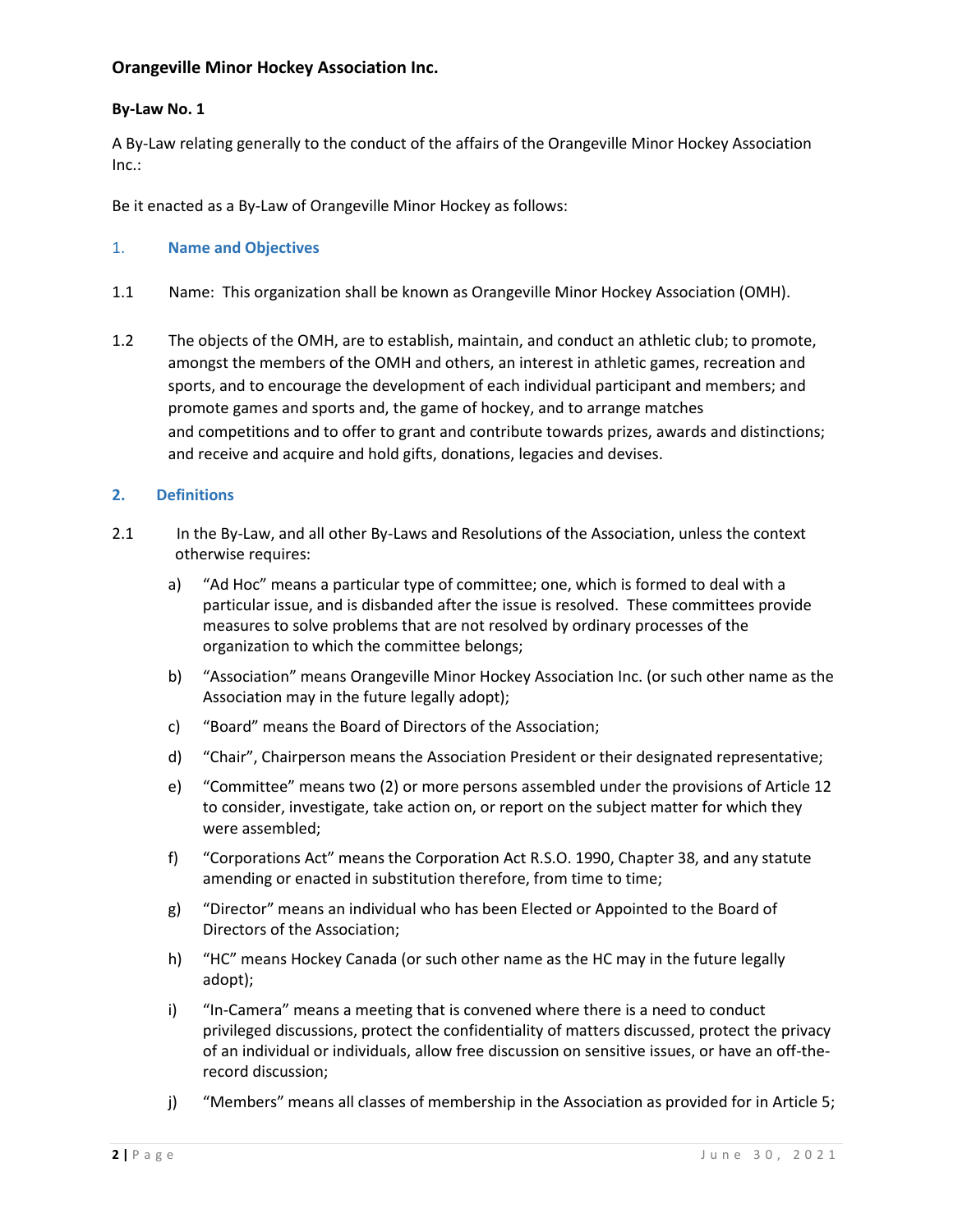## Orangeville Minor Hockey Association Inc.

**By-Law No. 1**

A By-Law relating generally to the conduct of the affairs of the Orangeville Minor Hockey Association Inc.:

Be it enacted as a By-Law of Orangeville Minor Hockey as follows:

### 1. Name and Objectives

1.1 Name: This organization shall be known as Orangeville Minor Hockey Association (OMH).

1.2 The objects of the OMH, are to establish, maintain, and conduct an athletic club; to promote, amongst the members of the OMH and others, an interest in athletic games, recreation and sports, and to encourage the development of each individual participant and members; and promote games and sports and, the game of hockey, and to arrange matches and competitions and to offer to grant and contribute towards prizes, awards and distinctions; and receive and acquire and hold gifts, donations, legacies and devises.

### 2. Definitions

2.1 In the By-Law, and all other By-Laws and Resolutions of the Association, unless the context otherwise requires:

a) "Ad Hoc" means a particular type of committee; one, which is formed to deal with a particular issue, and is disbanded after the issue is resolved. These committees provide measures to solve problems that are not resolved by ordinary processes of the organization to which the committee belongs;

b) "Association" means Orangeville Minor Hockey Association Inc. (or such other name as the Association may in the future legally adopt);

c) "Board" means the Board of Directors of the Association;

d) "Chair", Chairperson means the Association President or their designated representative;

e) "Committee" means two (2) or more persons assembled under the provisions of Article 12 to consider, investigate, take action on, or report on the subject matter for which they were assembled;

f) "Corporations Act" means the Corporation Act R.S.O. 1990, Chapter 38, and any statute amending or enacted in substitution therefore, from time to time;

g) "Director" means an individual who has been Elected or Appointed to the Board of Directors of the Association;

h) "HC" means Hockey Canada (or such other name as the HC may in the future legally adopt);

i) "In-Camera" means a meeting that is convened where there is a need to conduct privileged discussions, protect the confidentiality of matters discussed, protect the privacy of an individual or individuals, allow free discussion on sensitive issues, or have an off-the-record discussion;

j) "Members" means all classes of membership in the Association as provided for in Article 5;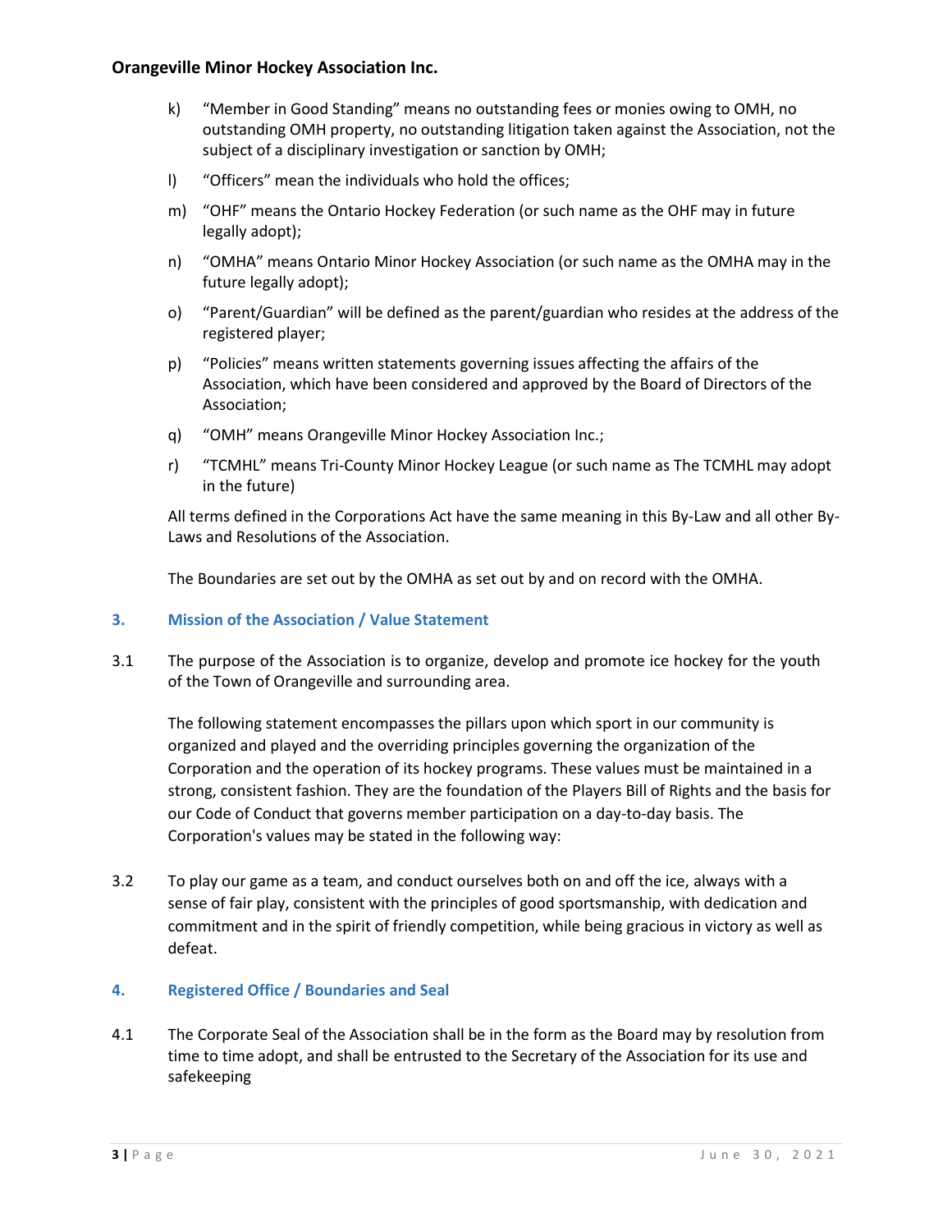k) "Member in Good Standing" means no outstanding fees or monies owing to OMH, no outstanding OMH property, no outstanding litigation taken against the Association, not the subject of a disciplinary investigation or sanction by OMH;

l) "Officers" mean the individuals who hold the offices;

m) "OHF" means the Ontario Hockey Federation (or such name as the OHF may in future legally adopt);

n) "OMHA" means Ontario Minor Hockey Association (or such name as the OMHA may in the future legally adopt);

o) "Parent/Guardian" will be defined as the parent/guardian who resides at the address of the registered player;

p) "Policies" means written statements governing issues affecting the affairs of the Association, which have been considered and approved by the Board of Directors of the Association;

q) "OMH" means Orangeville Minor Hockey Association Inc.;

r) "TCMHL" means Tri-County Minor Hockey League (or such name as The TCMHL may adopt in the future)

All terms defined in the Corporations Act have the same meaning in this By-Law and all other By-Laws and Resolutions of the Association.

The Boundaries are set out by the OMHA as set out by and on record with the OMHA.

## 3. Mission of the Association / Value Statement

3.1 The purpose of the Association is to organize, develop and promote ice hockey for the youth of the Town of Orangeville and surrounding area.

The following statement encompasses the pillars upon which sport in our community is organized and played and the overriding principles governing the organization of the Corporation and the operation of its hockey programs. These values must be maintained in a strong, consistent fashion. They are the foundation of the Players Bill of Rights and the basis for our Code of Conduct that governs member participation on a day-to-day basis. The Corporation's values may be stated in the following way:

3.2 To play our game as a team, and conduct ourselves both on and off the ice, always with a sense of fair play, consistent with the principles of good sportsmanship, with dedication and commitment and in the spirit of friendly competition, while being gracious in victory as well as defeat.

## 4. Registered Office / Boundaries and Seal

4.1 The Corporate Seal of the Association shall be in the form as the Board may by resolution from time to time adopt, and shall be entrusted to the Secretary of the Association for its use and safekeeping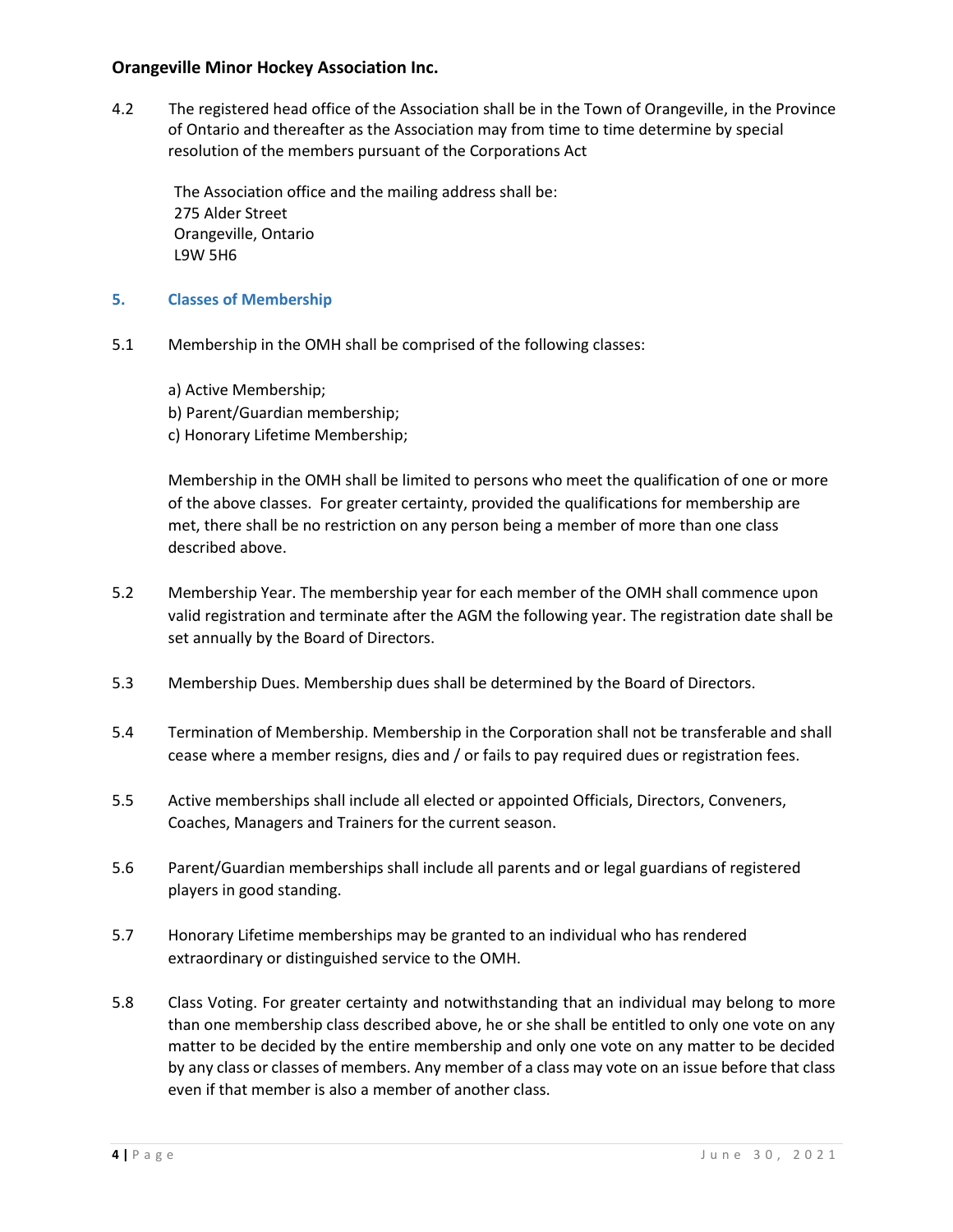4.2 The registered head office of the Association shall be in the Town of Orangeville, in the Province of Ontario and thereafter as the Association may from time to time determine by special resolution of the members pursuant of the Corporations Act

The Association office and the mailing address shall be:
275 Alder Street
Orangeville, Ontario
L9W 5H6

## 5. Classes of Membership

5.1 Membership in the OMH shall be comprised of the following classes:

a) Active Membership;
b) Parent/Guardian membership;
c) Honorary Lifetime Membership;

Membership in the OMH shall be limited to persons who meet the qualification of one or more of the above classes. For greater certainty, provided the qualifications for membership are met, there shall be no restriction on any person being a member of more than one class described above.

5.2 Membership Year. The membership year for each member of the OMH shall commence upon valid registration and terminate after the AGM the following year. The registration date shall be set annually by the Board of Directors.

5.3 Membership Dues. Membership dues shall be determined by the Board of Directors.

5.4 Termination of Membership. Membership in the Corporation shall not be transferable and shall cease where a member resigns, dies and / or fails to pay required dues or registration fees.

5.5 Active memberships shall include all elected or appointed Officials, Directors, Conveners, Coaches, Managers and Trainers for the current season.

5.6 Parent/Guardian memberships shall include all parents and or legal guardians of registered players in good standing.

5.7 Honorary Lifetime memberships may be granted to an individual who has rendered extraordinary or distinguished service to the OMH.

5.8 Class Voting. For greater certainty and notwithstanding that an individual may belong to more than one membership class described above, he or she shall be entitled to only one vote on any matter to be decided by the entire membership and only one vote on any matter to be decided by any class or classes of members. Any member of a class may vote on an issue before that class even if that member is also a member of another class.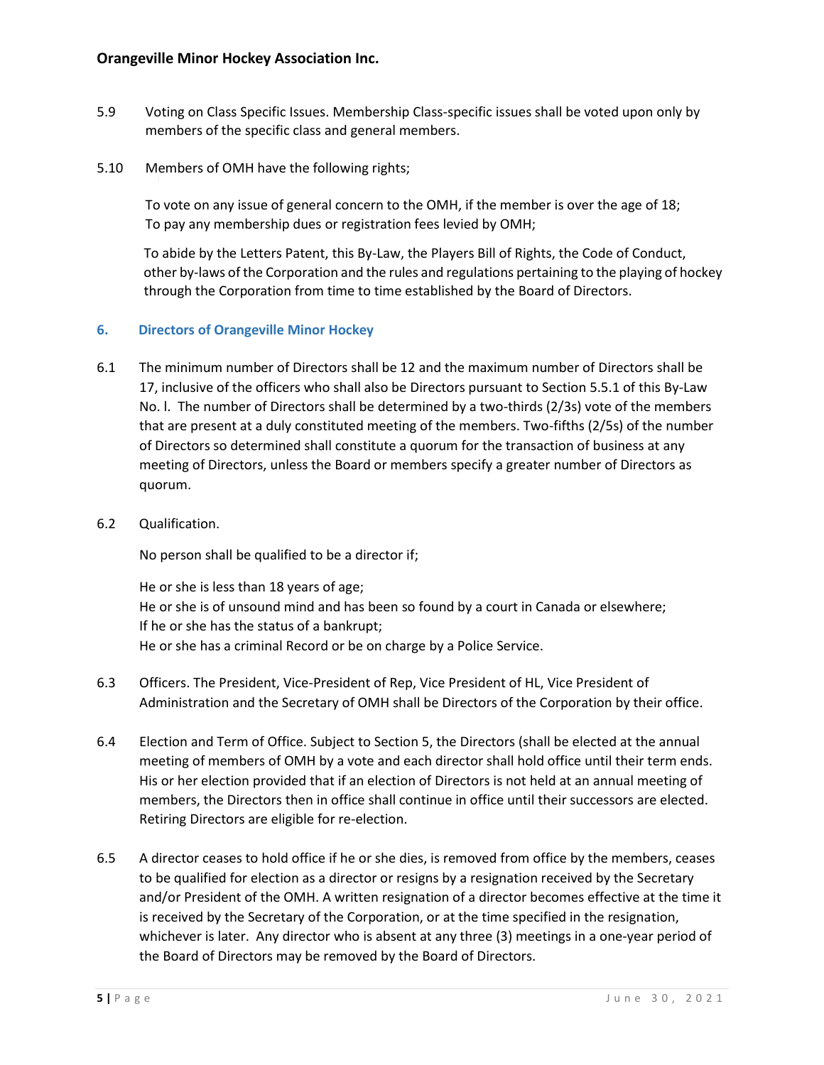5.9 Voting on Class Specific Issues. Membership Class-specific issues shall be voted upon only by members of the specific class and general members.

5.10 Members of OMH have the following rights;

To vote on any issue of general concern to the OMH, if the member is over the age of 18;
To pay any membership dues or registration fees levied by OMH;

To abide by the Letters Patent, this By-Law, the Players Bill of Rights, the Code of Conduct, other by-laws of the Corporation and the rules and regulations pertaining to the playing of hockey through the Corporation from time to time established by the Board of Directors.

## 6. Directors of Orangeville Minor Hockey

6.1 The minimum number of Directors shall be 12 and the maximum number of Directors shall be 17, inclusive of the officers who shall also be Directors pursuant to Section 5.5.1 of this By-Law No. l. The number of Directors shall be determined by a two-thirds (2/3s) vote of the members that are present at a duly constituted meeting of the members. Two-fifths (2/5s) of the number of Directors so determined shall constitute a quorum for the transaction of business at any meeting of Directors, unless the Board or members specify a greater number of Directors as quorum.

6.2 Qualification.

No person shall be qualified to be a director if;

He or she is less than 18 years of age;
He or she is of unsound mind and has been so found by a court in Canada or elsewhere;
If he or she has the status of a bankrupt;
He or she has a criminal Record or be on charge by a Police Service.

6.3 Officers. The President, Vice-President of Rep, Vice President of HL, Vice President of Administration and the Secretary of OMH shall be Directors of the Corporation by their office.

6.4 Election and Term of Office. Subject to Section 5, the Directors (shall be elected at the annual meeting of members of OMH by a vote and each director shall hold office until their term ends. His or her election provided that if an election of Directors is not held at an annual meeting of members, the Directors then in office shall continue in office until their successors are elected. Retiring Directors are eligible for re-election.

6.5 A director ceases to hold office if he or she dies, is removed from office by the members, ceases to be qualified for election as a director or resigns by a resignation received by the Secretary and/or President of the OMH. A written resignation of a director becomes effective at the time it is received by the Secretary of the Corporation, or at the time specified in the resignation, whichever is later. Any director who is absent at any three (3) meetings in a one-year period of the Board of Directors may be removed by the Board of Directors.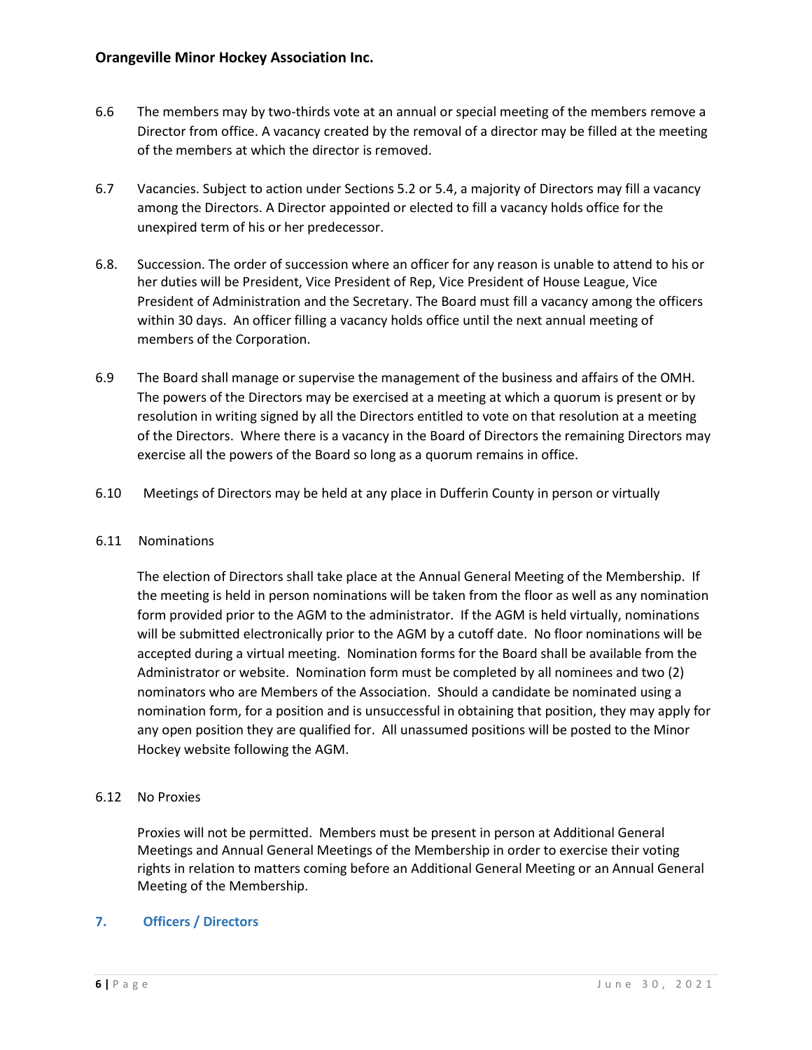6.6 The members may by two-thirds vote at an annual or special meeting of the members remove a Director from office. A vacancy created by the removal of a director may be filled at the meeting of the members at which the director is removed.

6.7 Vacancies. Subject to action under Sections 5.2 or 5.4, a majority of Directors may fill a vacancy among the Directors. A Director appointed or elected to fill a vacancy holds office for the unexpired term of his or her predecessor.

6.8. Succession. The order of succession where an officer for any reason is unable to attend to his or her duties will be President, Vice President of Rep, Vice President of House League, Vice President of Administration and the Secretary. The Board must fill a vacancy among the officers within 30 days. An officer filling a vacancy holds office until the next annual meeting of members of the Corporation.

6.9 The Board shall manage or supervise the management of the business and affairs of the OMH. The powers of the Directors may be exercised at a meeting at which a quorum is present or by resolution in writing signed by all the Directors entitled to vote on that resolution at a meeting of the Directors. Where there is a vacancy in the Board of Directors the remaining Directors may exercise all the powers of the Board so long as a quorum remains in office.

6.10 Meetings of Directors may be held at any place in Dufferin County in person or virtually

6.11 Nominations

The election of Directors shall take place at the Annual General Meeting of the Membership. If the meeting is held in person nominations will be taken from the floor as well as any nomination form provided prior to the AGM to the administrator. If the AGM is held virtually, nominations will be submitted electronically prior to the AGM by a cutoff date. No floor nominations will be accepted during a virtual meeting. Nomination forms for the Board shall be available from the Administrator or website. Nomination form must be completed by all nominees and two (2) nominators who are Members of the Association. Should a candidate be nominated using a nomination form, for a position and is unsuccessful in obtaining that position, they may apply for any open position they are qualified for. All unassumed positions will be posted to the Minor Hockey website following the AGM.

6.12 No Proxies

Proxies will not be permitted. Members must be present in person at Additional General Meetings and Annual General Meetings of the Membership in order to exercise their voting rights in relation to matters coming before an Additional General Meeting or an Annual General Meeting of the Membership.

## 7. Officers / Directors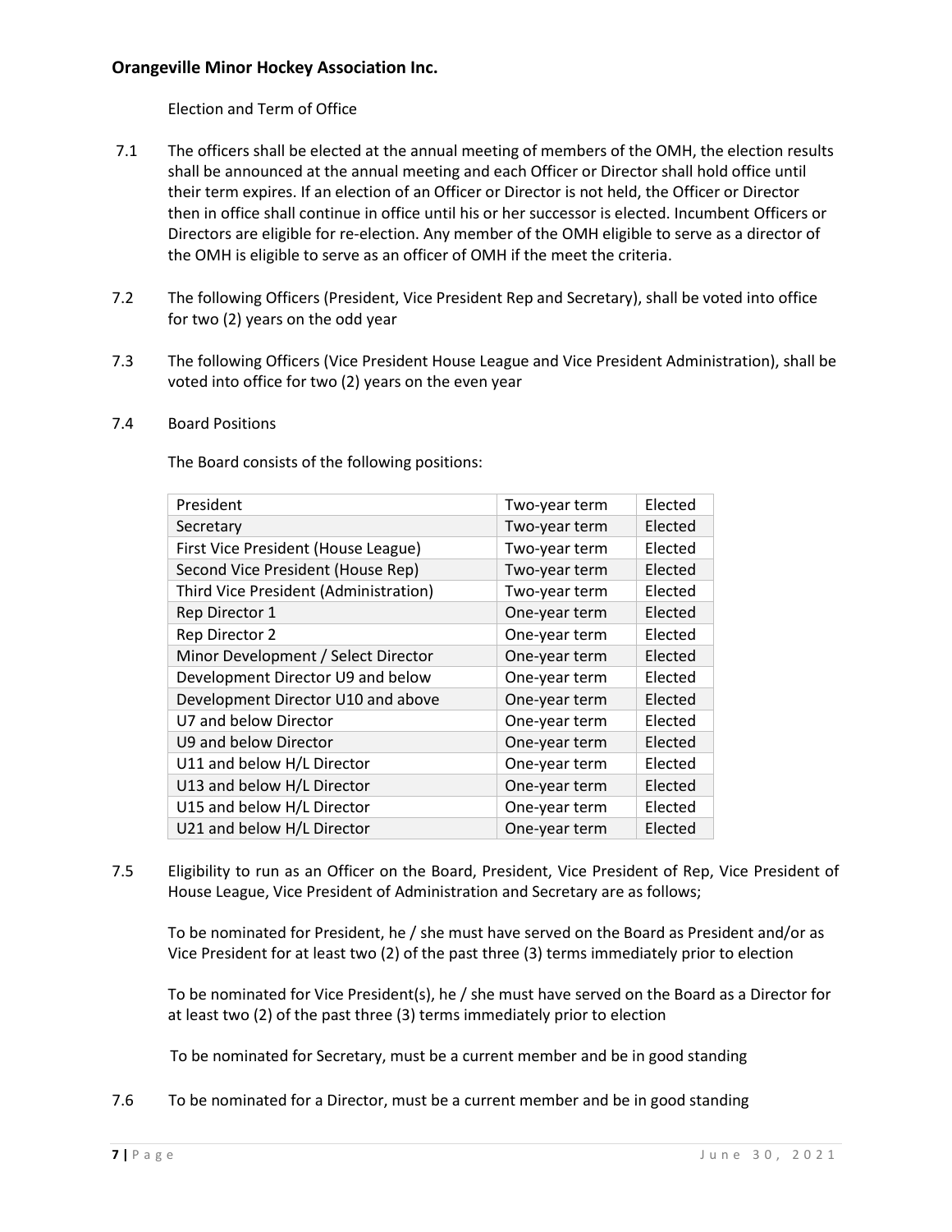Election and Term of Office

7.1 The officers shall be elected at the annual meeting of members of the OMH, the election results shall be announced at the annual meeting and each Officer or Director shall hold office until their term expires. If an election of an Officer or Director is not held, the Officer or Director then in office shall continue in office until his or her successor is elected. Incumbent Officers or Directors are eligible for re-election. Any member of the OMH eligible to serve as a director of the OMH is eligible to serve as an officer of OMH if the meet the criteria.

7.2 The following Officers (President, Vice President Rep and Secretary), shall be voted into office for two (2) years on the odd year

7.3 The following Officers (Vice President House League and Vice President Administration), shall be voted into office for two (2) years on the even year

7.4 Board Positions

The Board consists of the following positions:

| | | |
|---|---|---|
| President | Two-year term | Elected |
| Secretary | Two-year term | Elected |
| First Vice President (House League) | Two-year term | Elected |
| Second Vice President (House Rep) | Two-year term | Elected |
| Third Vice President (Administration) | Two-year term | Elected |
| Rep Director 1 | One-year term | Elected |
| Rep Director 2 | One-year term | Elected |
| Minor Development / Select Director | One-year term | Elected |
| Development Director U9 and below | One-year term | Elected |
| Development Director U10 and above | One-year term | Elected |
| U7 and below Director | One-year term | Elected |
| U9 and below Director | One-year term | Elected |
| U11 and below H/L Director | One-year term | Elected |
| U13 and below H/L Director | One-year term | Elected |
| U15 and below H/L Director | One-year term | Elected |
| U21 and below H/L Director | One-year term | Elected |

7.5 Eligibility to run as an Officer on the Board, President, Vice President of Rep, Vice President of House League, Vice President of Administration and Secretary are as follows;

To be nominated for President, he / she must have served on the Board as President and/or as Vice President for at least two (2) of the past three (3) terms immediately prior to election

To be nominated for Vice President(s), he / she must have served on the Board as a Director for at least two (2) of the past three (3) terms immediately prior to election

To be nominated for Secretary, must be a current member and be in good standing

7.6 To be nominated for a Director, must be a current member and be in good standing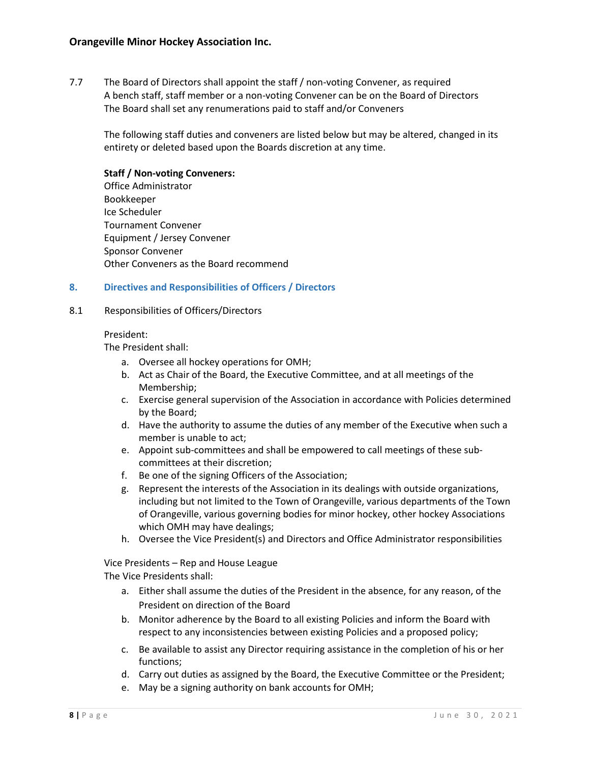7.7 The Board of Directors shall appoint the staff / non-voting Convener, as required
A bench staff, staff member or a non-voting Convener can be on the Board of Directors
The Board shall set any renumerations paid to staff and/or Conveners

The following staff duties and conveners are listed below but may be altered, changed in its entirety or deleted based upon the Boards discretion at any time.

**Staff / Non-voting Conveners:**
Office Administrator
Bookkeeper
Ice Scheduler
Tournament Convener
Equipment / Jersey Convener
Sponsor Convener
Other Conveners as the Board recommend

## 8. Directives and Responsibilities of Officers / Directors

8.1 Responsibilities of Officers/Directors

President:
The President shall:

a. Oversee all hockey operations for OMH;
b. Act as Chair of the Board, the Executive Committee, and at all meetings of the Membership;
c. Exercise general supervision of the Association in accordance with Policies determined by the Board;
d. Have the authority to assume the duties of any member of the Executive when such a member is unable to act;
e. Appoint sub-committees and shall be empowered to call meetings of these sub-committees at their discretion;
f. Be one of the signing Officers of the Association;
g. Represent the interests of the Association in its dealings with outside organizations, including but not limited to the Town of Orangeville, various departments of the Town of Orangeville, various governing bodies for minor hockey, other hockey Associations which OMH may have dealings;
h. Oversee the Vice President(s) and Directors and Office Administrator responsibilities

Vice Presidents – Rep and House League
The Vice Presidents shall:

a. Either shall assume the duties of the President in the absence, for any reason, of the President on direction of the Board
b. Monitor adherence by the Board to all existing Policies and inform the Board with respect to any inconsistencies between existing Policies and a proposed policy;
c. Be available to assist any Director requiring assistance in the completion of his or her functions;
d. Carry out duties as assigned by the Board, the Executive Committee or the President;
e. May be a signing authority on bank accounts for OMH;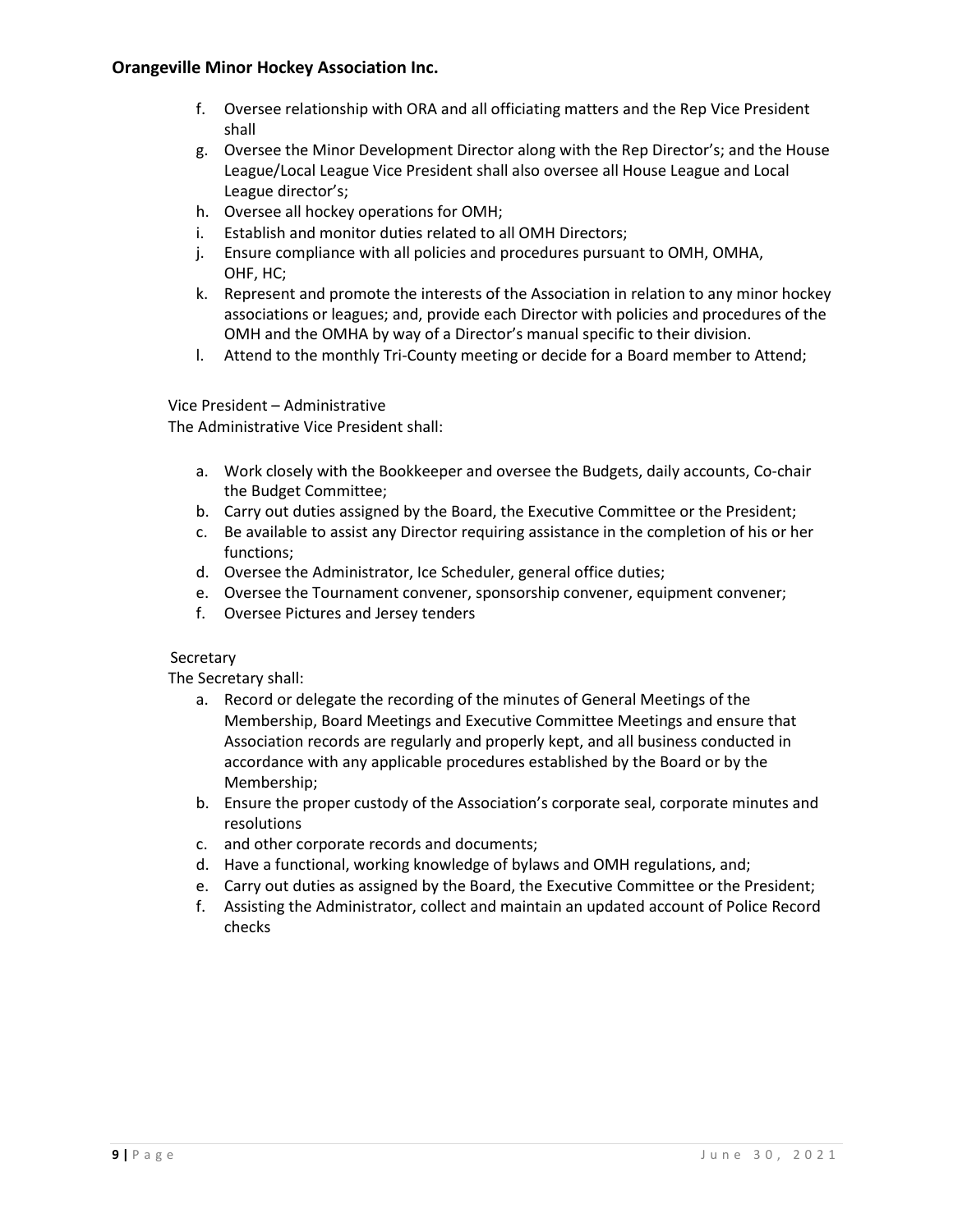f. Oversee relationship with ORA and all officiating matters and the Rep Vice President shall
g. Oversee the Minor Development Director along with the Rep Director's; and the House League/Local League Vice President shall also oversee all House League and Local League director's;
h. Oversee all hockey operations for OMH;
i. Establish and monitor duties related to all OMH Directors;
j. Ensure compliance with all policies and procedures pursuant to OMH, OMHA, OHF, HC;
k. Represent and promote the interests of the Association in relation to any minor hockey associations or leagues; and, provide each Director with policies and procedures of the OMH and the OMHA by way of a Director's manual specific to their division.
l. Attend to the monthly Tri-County meeting or decide for a Board member to Attend;

Vice President – Administrative

The Administrative Vice President shall:

a. Work closely with the Bookkeeper and oversee the Budgets, daily accounts, Co-chair the Budget Committee;
b. Carry out duties assigned by the Board, the Executive Committee or the President;
c. Be available to assist any Director requiring assistance in the completion of his or her functions;
d. Oversee the Administrator, Ice Scheduler, general office duties;
e. Oversee the Tournament convener, sponsorship convener, equipment convener;
f. Oversee Pictures and Jersey tenders

Secretary

The Secretary shall:

a. Record or delegate the recording of the minutes of General Meetings of the Membership, Board Meetings and Executive Committee Meetings and ensure that Association records are regularly and properly kept, and all business conducted in accordance with any applicable procedures established by the Board or by the Membership;
b. Ensure the proper custody of the Association's corporate seal, corporate minutes and resolutions
c. and other corporate records and documents;
d. Have a functional, working knowledge of bylaws and OMH regulations, and;
e. Carry out duties as assigned by the Board, the Executive Committee or the President;
f. Assisting the Administrator, collect and maintain an updated account of Police Record checks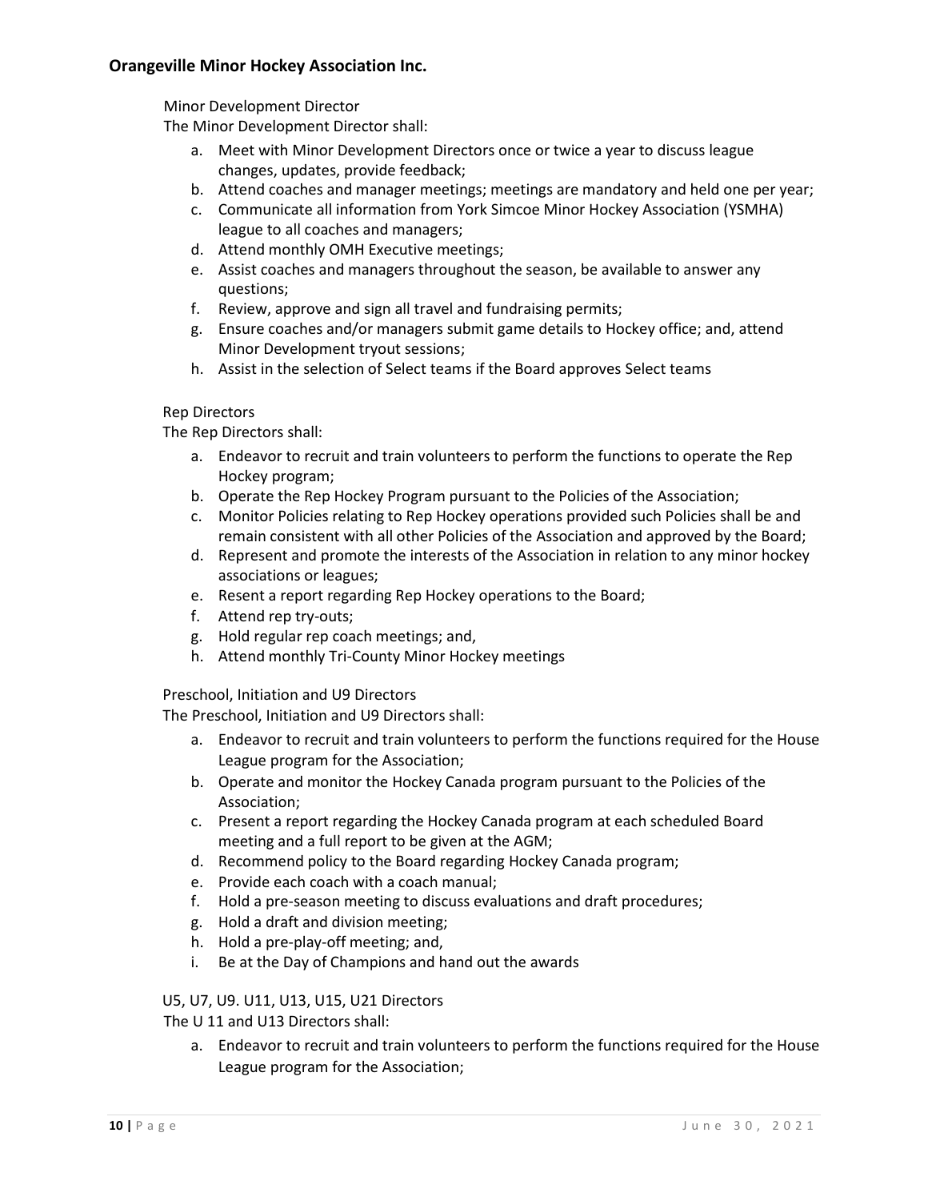Minor Development Director

The Minor Development Director shall:

a. Meet with Minor Development Directors once or twice a year to discuss league changes, updates, provide feedback;
b. Attend coaches and manager meetings; meetings are mandatory and held one per year;
c. Communicate all information from York Simcoe Minor Hockey Association (YSMHA) league to all coaches and managers;
d. Attend monthly OMH Executive meetings;
e. Assist coaches and managers throughout the season, be available to answer any questions;
f. Review, approve and sign all travel and fundraising permits;
g. Ensure coaches and/or managers submit game details to Hockey office; and, attend Minor Development tryout sessions;
h. Assist in the selection of Select teams if the Board approves Select teams

Rep Directors

The Rep Directors shall:

a. Endeavor to recruit and train volunteers to perform the functions to operate the Rep Hockey program;
b. Operate the Rep Hockey Program pursuant to the Policies of the Association;
c. Monitor Policies relating to Rep Hockey operations provided such Policies shall be and remain consistent with all other Policies of the Association and approved by the Board;
d. Represent and promote the interests of the Association in relation to any minor hockey associations or leagues;
e. Resent a report regarding Rep Hockey operations to the Board;
f. Attend rep try-outs;
g. Hold regular rep coach meetings; and,
h. Attend monthly Tri-County Minor Hockey meetings

Preschool, Initiation and U9 Directors

The Preschool, Initiation and U9 Directors shall:

a. Endeavor to recruit and train volunteers to perform the functions required for the House League program for the Association;
b. Operate and monitor the Hockey Canada program pursuant to the Policies of the Association;
c. Present a report regarding the Hockey Canada program at each scheduled Board meeting and a full report to be given at the AGM;
d. Recommend policy to the Board regarding Hockey Canada program;
e. Provide each coach with a coach manual;
f. Hold a pre-season meeting to discuss evaluations and draft procedures;
g. Hold a draft and division meeting;
h. Hold a pre-play-off meeting; and,
i. Be at the Day of Champions and hand out the awards

U5, U7, U9. U11, U13, U15, U21 Directors

The U 11 and U13 Directors shall:

a. Endeavor to recruit and train volunteers to perform the functions required for the House League program for the Association;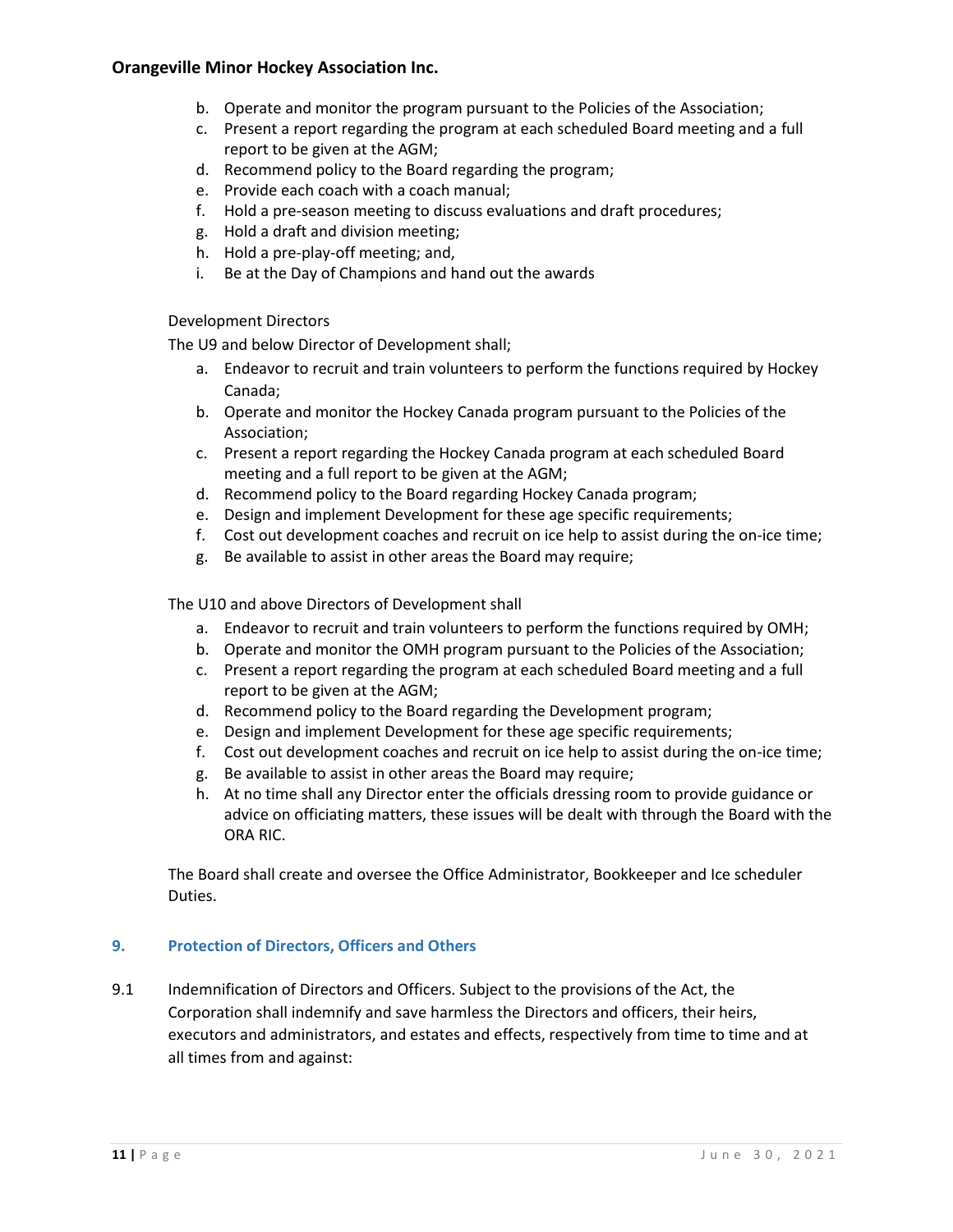b. Operate and monitor the program pursuant to the Policies of the Association;
c. Present a report regarding the program at each scheduled Board meeting and a full report to be given at the AGM;
d. Recommend policy to the Board regarding the program;
e. Provide each coach with a coach manual;
f. Hold a pre-season meeting to discuss evaluations and draft procedures;
g. Hold a draft and division meeting;
h. Hold a pre-play-off meeting; and,
i. Be at the Day of Champions and hand out the awards

Development Directors

The U9 and below Director of Development shall;

a. Endeavor to recruit and train volunteers to perform the functions required by Hockey Canada;
b. Operate and monitor the Hockey Canada program pursuant to the Policies of the Association;
c. Present a report regarding the Hockey Canada program at each scheduled Board meeting and a full report to be given at the AGM;
d. Recommend policy to the Board regarding Hockey Canada program;
e. Design and implement Development for these age specific requirements;
f. Cost out development coaches and recruit on ice help to assist during the on-ice time;
g. Be available to assist in other areas the Board may require;

The U10 and above Directors of Development shall

a. Endeavor to recruit and train volunteers to perform the functions required by OMH;
b. Operate and monitor the OMH program pursuant to the Policies of the Association;
c. Present a report regarding the program at each scheduled Board meeting and a full report to be given at the AGM;
d. Recommend policy to the Board regarding the Development program;
e. Design and implement Development for these age specific requirements;
f. Cost out development coaches and recruit on ice help to assist during the on-ice time;
g. Be available to assist in other areas the Board may require;
h. At no time shall any Director enter the officials dressing room to provide guidance or advice on officiating matters, these issues will be dealt with through the Board with the ORA RIC.

The Board shall create and oversee the Office Administrator, Bookkeeper and Ice scheduler Duties.

## 9. Protection of Directors, Officers and Others

9.1 Indemnification of Directors and Officers. Subject to the provisions of the Act, the Corporation shall indemnify and save harmless the Directors and officers, their heirs, executors and administrators, and estates and effects, respectively from time to time and at all times from and against: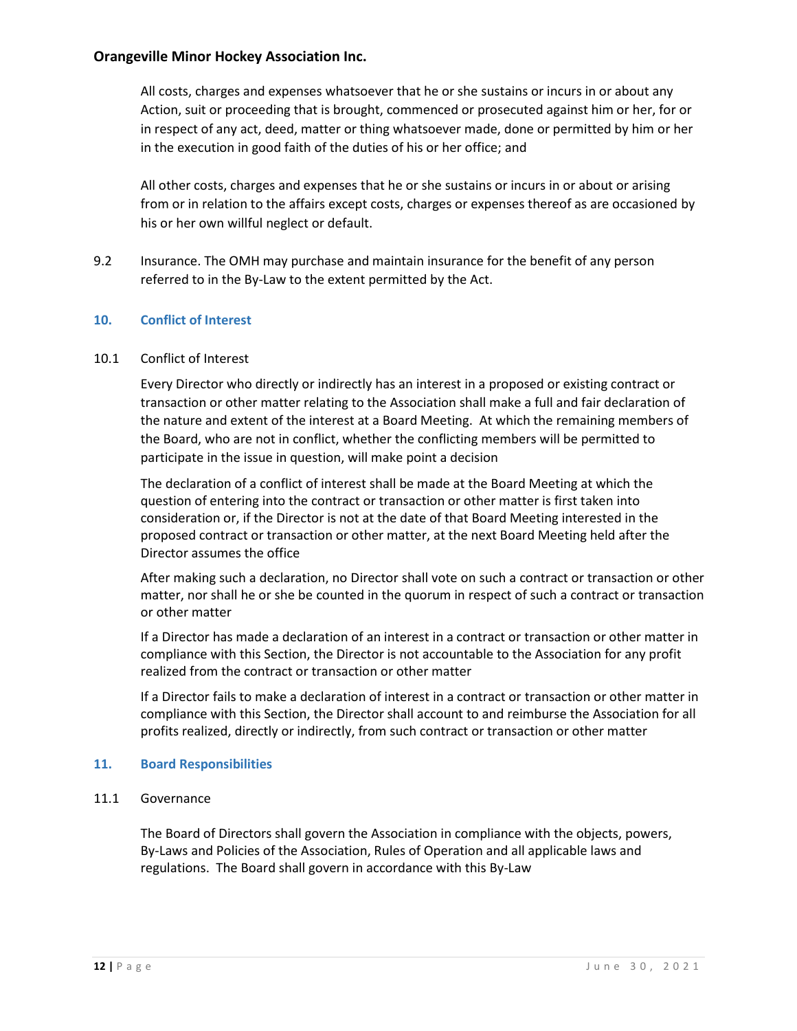All costs, charges and expenses whatsoever that he or she sustains or incurs in or about any Action, suit or proceeding that is brought, commenced or prosecuted against him or her, for or in respect of any act, deed, matter or thing whatsoever made, done or permitted by him or her in the execution in good faith of the duties of his or her office; and

All other costs, charges and expenses that he or she sustains or incurs in or about or arising from or in relation to the affairs except costs, charges or expenses thereof as are occasioned by his or her own willful neglect or default.

9.2 Insurance. The OMH may purchase and maintain insurance for the benefit of any person referred to in the By-Law to the extent permitted by the Act.

## 10. Conflict of Interest

10.1 Conflict of Interest

Every Director who directly or indirectly has an interest in a proposed or existing contract or transaction or other matter relating to the Association shall make a full and fair declaration of the nature and extent of the interest at a Board Meeting. At which the remaining members of the Board, who are not in conflict, whether the conflicting members will be permitted to participate in the issue in question, will make point a decision

The declaration of a conflict of interest shall be made at the Board Meeting at which the question of entering into the contract or transaction or other matter is first taken into consideration or, if the Director is not at the date of that Board Meeting interested in the proposed contract or transaction or other matter, at the next Board Meeting held after the Director assumes the office

After making such a declaration, no Director shall vote on such a contract or transaction or other matter, nor shall he or she be counted in the quorum in respect of such a contract or transaction or other matter

If a Director has made a declaration of an interest in a contract or transaction or other matter in compliance with this Section, the Director is not accountable to the Association for any profit realized from the contract or transaction or other matter

If a Director fails to make a declaration of interest in a contract or transaction or other matter in compliance with this Section, the Director shall account to and reimburse the Association for all profits realized, directly or indirectly, from such contract or transaction or other matter

## 11. Board Responsibilities

11.1 Governance

The Board of Directors shall govern the Association in compliance with the objects, powers, By-Laws and Policies of the Association, Rules of Operation and all applicable laws and regulations. The Board shall govern in accordance with this By-Law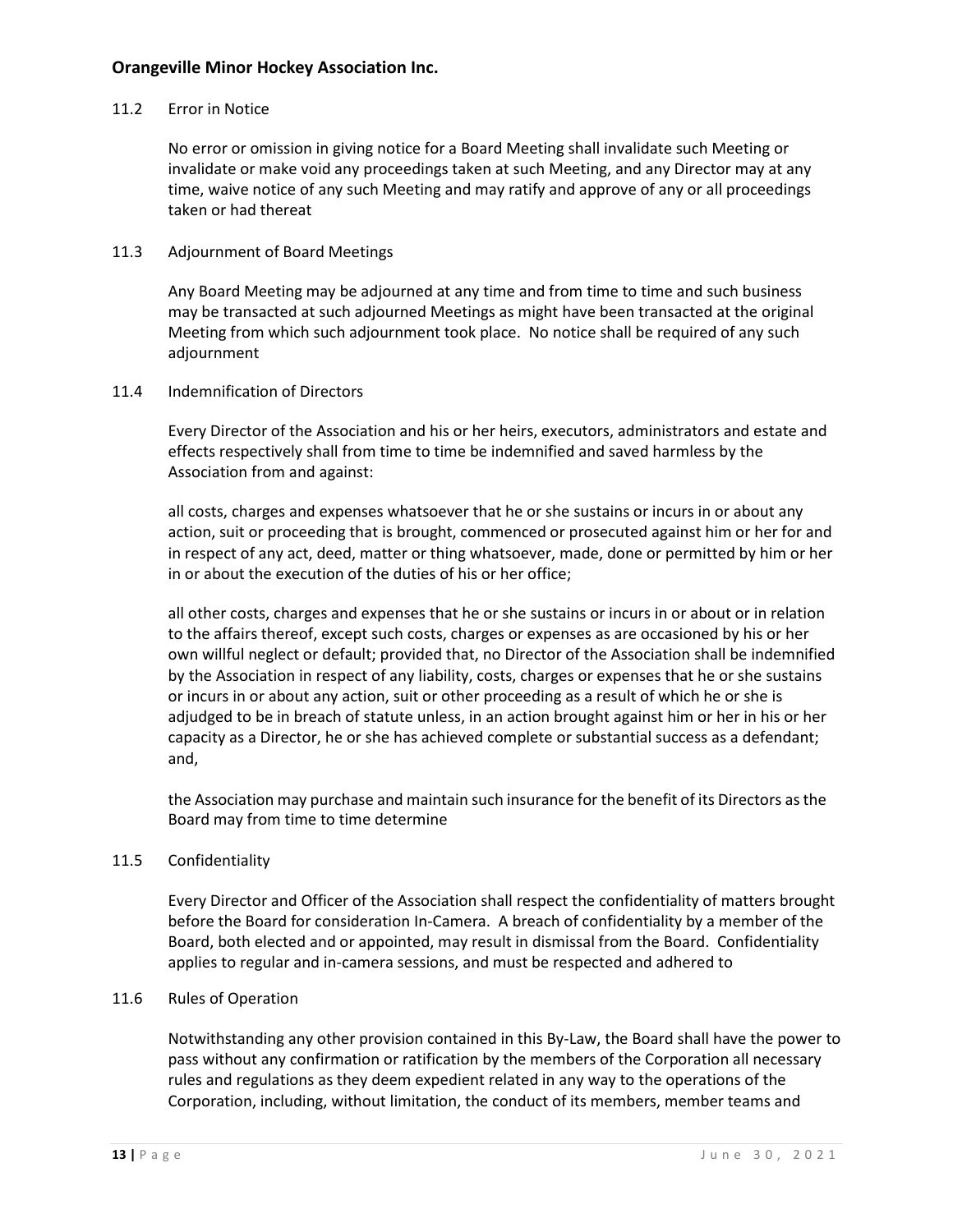### 11.2 Error in Notice

No error or omission in giving notice for a Board Meeting shall invalidate such Meeting or invalidate or make void any proceedings taken at such Meeting, and any Director may at any time, waive notice of any such Meeting and may ratify and approve of any or all proceedings taken or had thereat

### 11.3 Adjournment of Board Meetings

Any Board Meeting may be adjourned at any time and from time to time and such business may be transacted at such adjourned Meetings as might have been transacted at the original Meeting from which such adjournment took place. No notice shall be required of any such adjournment

### 11.4 Indemnification of Directors

Every Director of the Association and his or her heirs, executors, administrators and estate and effects respectively shall from time to time be indemnified and saved harmless by the Association from and against:

all costs, charges and expenses whatsoever that he or she sustains or incurs in or about any action, suit or proceeding that is brought, commenced or prosecuted against him or her for and in respect of any act, deed, matter or thing whatsoever, made, done or permitted by him or her in or about the execution of the duties of his or her office;

all other costs, charges and expenses that he or she sustains or incurs in or about or in relation to the affairs thereof, except such costs, charges or expenses as are occasioned by his or her own willful neglect or default; provided that, no Director of the Association shall be indemnified by the Association in respect of any liability, costs, charges or expenses that he or she sustains or incurs in or about any action, suit or other proceeding as a result of which he or she is adjudged to be in breach of statute unless, in an action brought against him or her in his or her capacity as a Director, he or she has achieved complete or substantial success as a defendant; and,

the Association may purchase and maintain such insurance for the benefit of its Directors as the Board may from time to time determine

### 11.5 Confidentiality

Every Director and Officer of the Association shall respect the confidentiality of matters brought before the Board for consideration In-Camera. A breach of confidentiality by a member of the Board, both elected and or appointed, may result in dismissal from the Board. Confidentiality applies to regular and in-camera sessions, and must be respected and adhered to

### 11.6 Rules of Operation

Notwithstanding any other provision contained in this By-Law, the Board shall have the power to pass without any confirmation or ratification by the members of the Corporation all necessary rules and regulations as they deem expedient related in any way to the operations of the Corporation, including, without limitation, the conduct of its members, member teams and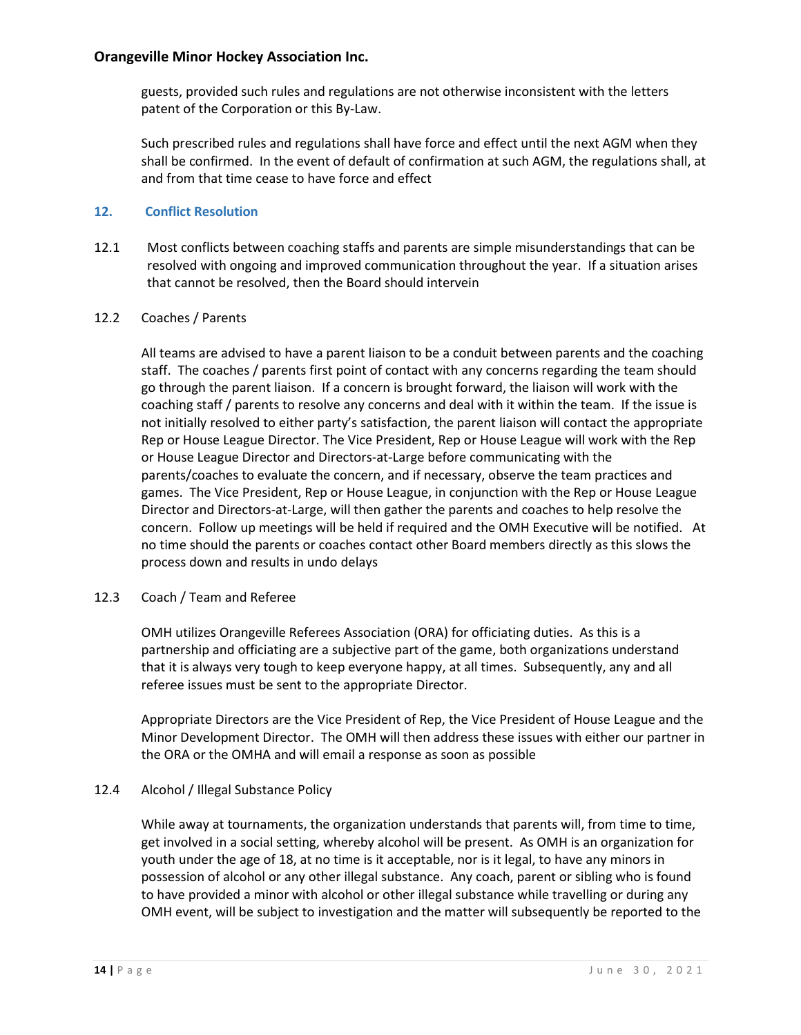guests, provided such rules and regulations are not otherwise inconsistent with the letters patent of the Corporation or this By-Law.

Such prescribed rules and regulations shall have force and effect until the next AGM when they shall be confirmed. In the event of default of confirmation at such AGM, the regulations shall, at and from that time cease to have force and effect

## 12. Conflict Resolution

12.1 Most conflicts between coaching staffs and parents are simple misunderstandings that can be resolved with ongoing and improved communication throughout the year. If a situation arises that cannot be resolved, then the Board should intervein

12.2 Coaches / Parents

All teams are advised to have a parent liaison to be a conduit between parents and the coaching staff. The coaches / parents first point of contact with any concerns regarding the team should go through the parent liaison. If a concern is brought forward, the liaison will work with the coaching staff / parents to resolve any concerns and deal with it within the team. If the issue is not initially resolved to either party's satisfaction, the parent liaison will contact the appropriate Rep or House League Director. The Vice President, Rep or House League will work with the Rep or House League Director and Directors-at-Large before communicating with the parents/coaches to evaluate the concern, and if necessary, observe the team practices and games. The Vice President, Rep or House League, in conjunction with the Rep or House League Director and Directors-at-Large, will then gather the parents and coaches to help resolve the concern. Follow up meetings will be held if required and the OMH Executive will be notified. At no time should the parents or coaches contact other Board members directly as this slows the process down and results in undo delays

12.3 Coach / Team and Referee

OMH utilizes Orangeville Referees Association (ORA) for officiating duties. As this is a partnership and officiating are a subjective part of the game, both organizations understand that it is always very tough to keep everyone happy, at all times. Subsequently, any and all referee issues must be sent to the appropriate Director.

Appropriate Directors are the Vice President of Rep, the Vice President of House League and the Minor Development Director. The OMH will then address these issues with either our partner in the ORA or the OMHA and will email a response as soon as possible

12.4 Alcohol / Illegal Substance Policy

While away at tournaments, the organization understands that parents will, from time to time, get involved in a social setting, whereby alcohol will be present. As OMH is an organization for youth under the age of 18, at no time is it acceptable, nor is it legal, to have any minors in possession of alcohol or any other illegal substance. Any coach, parent or sibling who is found to have provided a minor with alcohol or other illegal substance while travelling or during any OMH event, will be subject to investigation and the matter will subsequently be reported to the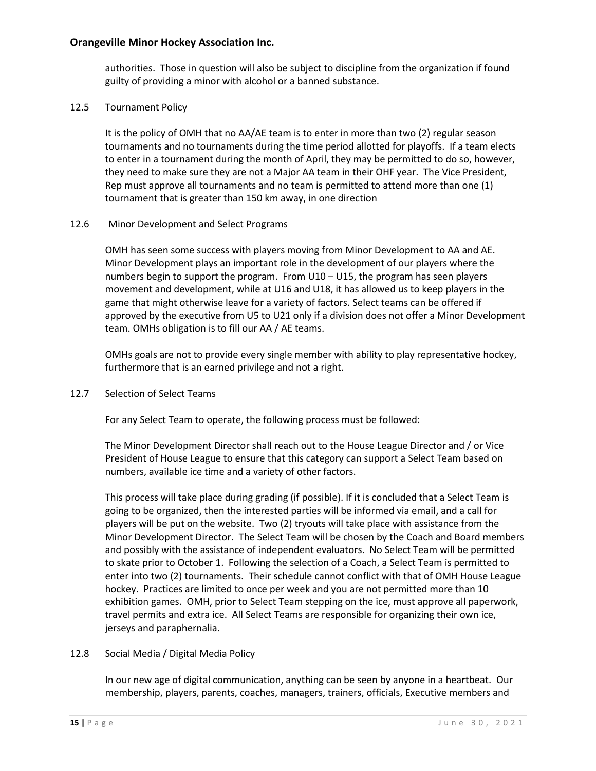authorities. Those in question will also be subject to discipline from the organization if found guilty of providing a minor with alcohol or a banned substance.

### 12.5 Tournament Policy

It is the policy of OMH that no AA/AE team is to enter in more than two (2) regular season tournaments and no tournaments during the time period allotted for playoffs. If a team elects to enter in a tournament during the month of April, they may be permitted to do so, however, they need to make sure they are not a Major AA team in their OHF year. The Vice President, Rep must approve all tournaments and no team is permitted to attend more than one (1) tournament that is greater than 150 km away, in one direction

### 12.6 Minor Development and Select Programs

OMH has seen some success with players moving from Minor Development to AA and AE. Minor Development plays an important role in the development of our players where the numbers begin to support the program. From U10 – U15, the program has seen players movement and development, while at U16 and U18, it has allowed us to keep players in the game that might otherwise leave for a variety of factors. Select teams can be offered if approved by the executive from U5 to U21 only if a division does not offer a Minor Development team. OMHs obligation is to fill our AA / AE teams.

OMHs goals are not to provide every single member with ability to play representative hockey, furthermore that is an earned privilege and not a right.

### 12.7 Selection of Select Teams

For any Select Team to operate, the following process must be followed:

The Minor Development Director shall reach out to the House League Director and / or Vice President of House League to ensure that this category can support a Select Team based on numbers, available ice time and a variety of other factors.

This process will take place during grading (if possible). If it is concluded that a Select Team is going to be organized, then the interested parties will be informed via email, and a call for players will be put on the website. Two (2) tryouts will take place with assistance from the Minor Development Director. The Select Team will be chosen by the Coach and Board members and possibly with the assistance of independent evaluators. No Select Team will be permitted to skate prior to October 1. Following the selection of a Coach, a Select Team is permitted to enter into two (2) tournaments. Their schedule cannot conflict with that of OMH House League hockey. Practices are limited to once per week and you are not permitted more than 10 exhibition games. OMH, prior to Select Team stepping on the ice, must approve all paperwork, travel permits and extra ice. All Select Teams are responsible for organizing their own ice, jerseys and paraphernalia.

### 12.8 Social Media / Digital Media Policy

In our new age of digital communication, anything can be seen by anyone in a heartbeat. Our membership, players, parents, coaches, managers, trainers, officials, Executive members and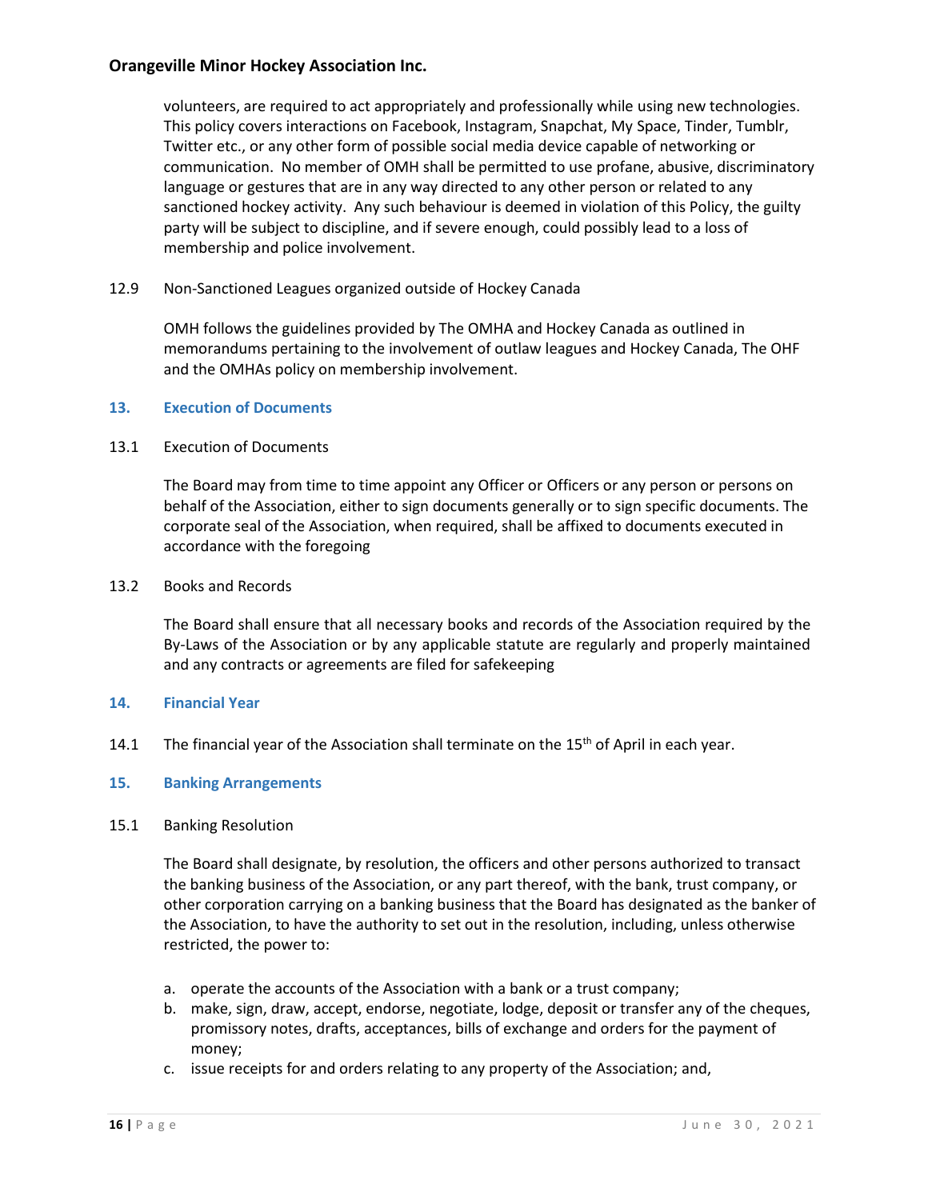volunteers, are required to act appropriately and professionally while using new technologies. This policy covers interactions on Facebook, Instagram, Snapchat, My Space, Tinder, Tumblr, Twitter etc., or any other form of possible social media device capable of networking or communication. No member of OMH shall be permitted to use profane, abusive, discriminatory language or gestures that are in any way directed to any other person or related to any sanctioned hockey activity. Any such behaviour is deemed in violation of this Policy, the guilty party will be subject to discipline, and if severe enough, could possibly lead to a loss of membership and police involvement.

12.9 Non-Sanctioned Leagues organized outside of Hockey Canada

OMH follows the guidelines provided by The OMHA and Hockey Canada as outlined in memorandums pertaining to the involvement of outlaw leagues and Hockey Canada, The OHF and the OMHAs policy on membership involvement.

## 13. Execution of Documents

13.1 Execution of Documents

The Board may from time to time appoint any Officer or Officers or any person or persons on behalf of the Association, either to sign documents generally or to sign specific documents. The corporate seal of the Association, when required, shall be affixed to documents executed in accordance with the foregoing

13.2 Books and Records

The Board shall ensure that all necessary books and records of the Association required by the By-Laws of the Association or by any applicable statute are regularly and properly maintained and any contracts or agreements are filed for safekeeping

## 14. Financial Year

14.1 The financial year of the Association shall terminate on the 15th of April in each year.

## 15. Banking Arrangements

15.1 Banking Resolution

The Board shall designate, by resolution, the officers and other persons authorized to transact the banking business of the Association, or any part thereof, with the bank, trust company, or other corporation carrying on a banking business that the Board has designated as the banker of the Association, to have the authority to set out in the resolution, including, unless otherwise restricted, the power to:

a. operate the accounts of the Association with a bank or a trust company;
b. make, sign, draw, accept, endorse, negotiate, lodge, deposit or transfer any of the cheques, promissory notes, drafts, acceptances, bills of exchange and orders for the payment of money;
c. issue receipts for and orders relating to any property of the Association; and,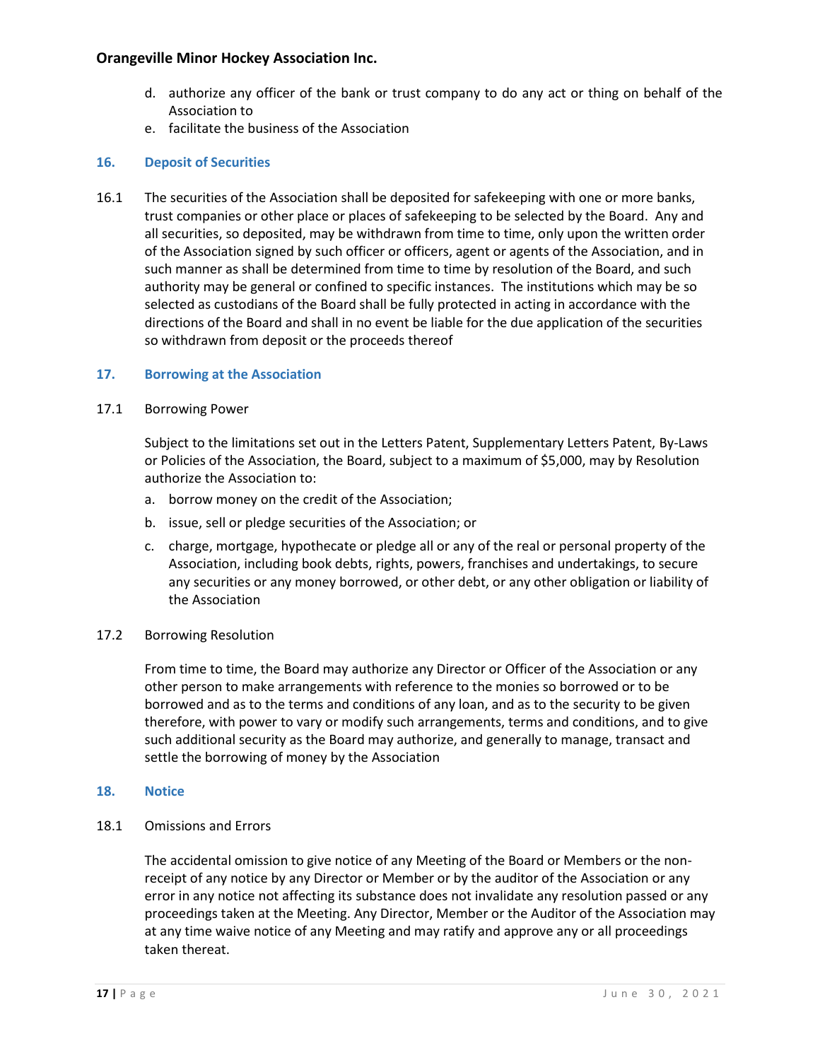d. authorize any officer of the bank or trust company to do any act or thing on behalf of the Association to
e. facilitate the business of the Association

## 16. Deposit of Securities

16.1 The securities of the Association shall be deposited for safekeeping with one or more banks, trust companies or other place or places of safekeeping to be selected by the Board. Any and all securities, so deposited, may be withdrawn from time to time, only upon the written order of the Association signed by such officer or officers, agent or agents of the Association, and in such manner as shall be determined from time to time by resolution of the Board, and such authority may be general or confined to specific instances. The institutions which may be so selected as custodians of the Board shall be fully protected in acting in accordance with the directions of the Board and shall in no event be liable for the due application of the securities so withdrawn from deposit or the proceeds thereof

## 17. Borrowing at the Association

17.1 Borrowing Power

Subject to the limitations set out in the Letters Patent, Supplementary Letters Patent, By-Laws or Policies of the Association, the Board, subject to a maximum of $5,000, may by Resolution authorize the Association to:

a. borrow money on the credit of the Association;
b. issue, sell or pledge securities of the Association; or
c. charge, mortgage, hypothecate or pledge all or any of the real or personal property of the Association, including book debts, rights, powers, franchises and undertakings, to secure any securities or any money borrowed, or other debt, or any other obligation or liability of the Association

17.2 Borrowing Resolution

From time to time, the Board may authorize any Director or Officer of the Association or any other person to make arrangements with reference to the monies so borrowed or to be borrowed and as to the terms and conditions of any loan, and as to the security to be given therefore, with power to vary or modify such arrangements, terms and conditions, and to give such additional security as the Board may authorize, and generally to manage, transact and settle the borrowing of money by the Association

## 18. Notice

18.1 Omissions and Errors

The accidental omission to give notice of any Meeting of the Board or Members or the non-receipt of any notice by any Director or Member or by the auditor of the Association or any error in any notice not affecting its substance does not invalidate any resolution passed or any proceedings taken at the Meeting. Any Director, Member or the Auditor of the Association may at any time waive notice of any Meeting and may ratify and approve any or all proceedings taken thereat.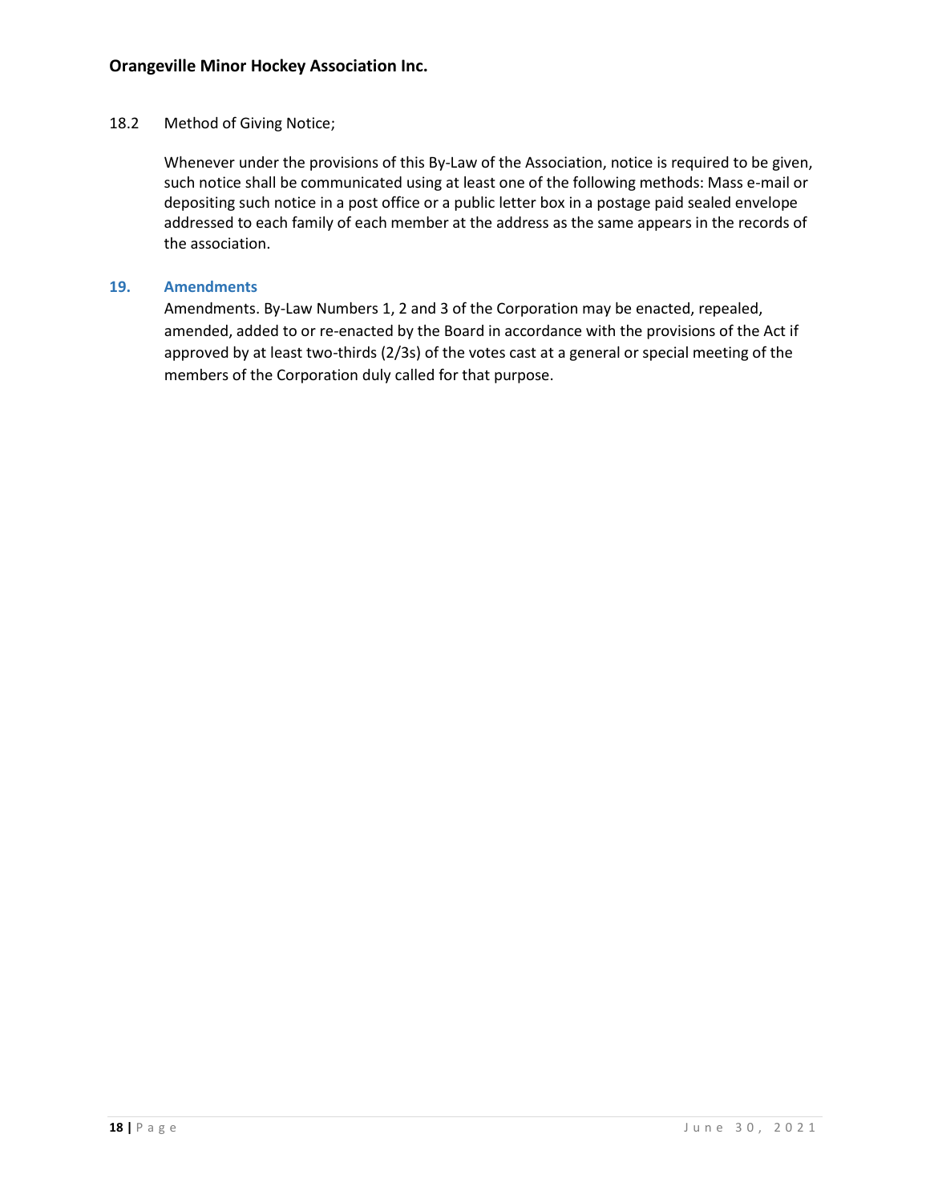18.2 Method of Giving Notice;

Whenever under the provisions of this By-Law of the Association, notice is required to be given, such notice shall be communicated using at least one of the following methods: Mass e-mail or depositing such notice in a post office or a public letter box in a postage paid sealed envelope addressed to each family of each member at the address as the same appears in the records of the association.

## 19. Amendments

Amendments. By-Law Numbers 1, 2 and 3 of the Corporation may be enacted, repealed, amended, added to or re-enacted by the Board in accordance with the provisions of the Act if approved by at least two-thirds (2/3s) of the votes cast at a general or special meeting of the members of the Corporation duly called for that purpose.